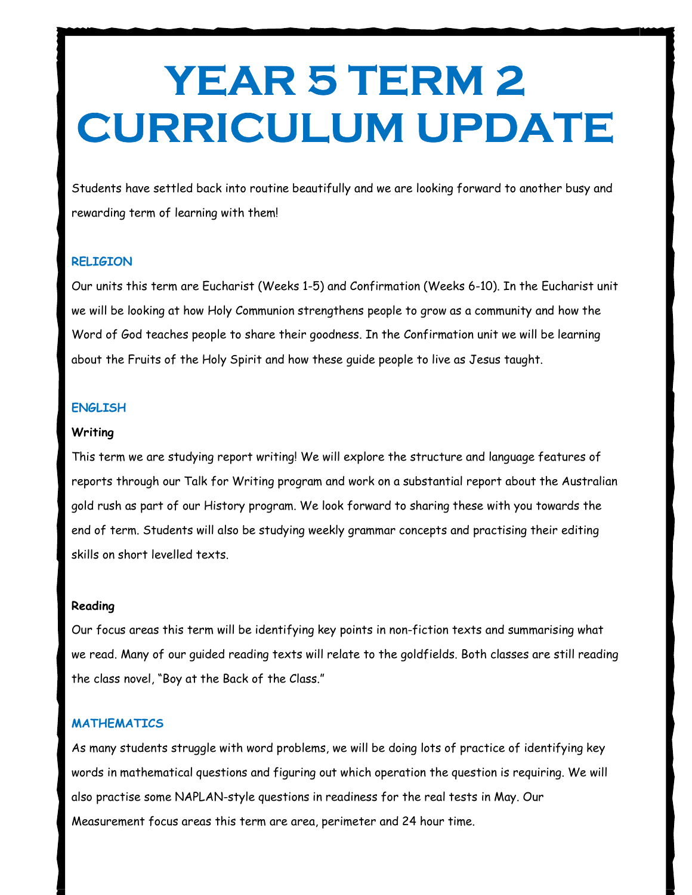# YEAR 5 TERM 2 CURRICULUM UPDATE

Students have settled back into routine beautifully and we are looking forward to another busy and rewarding term of learning with them!

## RELIGION

Our units this term are Eucharist (Weeks 1-5) and Confirmation (Weeks 6-10). In the Eucharist unit we will be looking at how Holy Communion strengthens people to grow as a community and how the Word of God teaches people to share their goodness. In the Confirmation unit we will be learning about the Fruits of the Holy Spirit and how these guide people to live as Jesus taught.

## ENGLISH

### Writing

This term we are studying report writing! We will explore the structure and language features of reports through our Talk for Writing program and work on a substantial report about the Australian gold rush as part of our History program. We look forward to sharing these with you towards the end of term. Students will also be studying weekly grammar concepts and practising their editing skills on short levelled texts.

### Reading

Our focus areas this term will be identifying key points in non-fiction texts and summarising what we read. Many of our guided reading texts will relate to the goldfields. Both classes are still reading the class novel, "Boy at the Back of the Class."

## MATHEMATICS

As many students struggle with word problems, we will be doing lots of practice of identifying key words in mathematical questions and figuring out which operation the question is requiring. We will also practise some NAPLAN-style questions in readiness for the real tests in May. Our Measurement focus areas this term are area, perimeter and 24 hour time.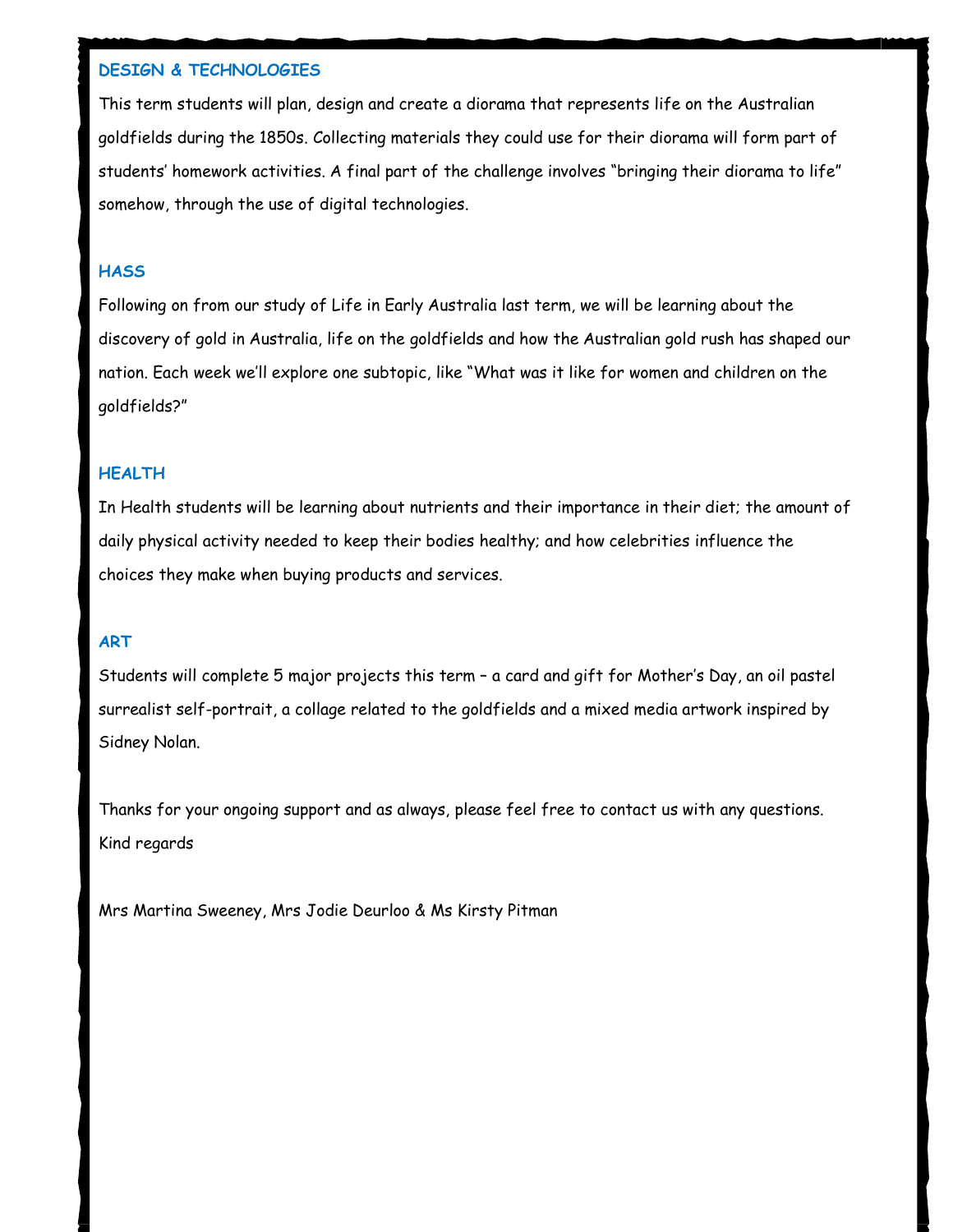## DESIGN & TECHNOLOGIES

This term students will plan, design and create a diorama that represents life on the Australian goldfields during the 1850s. Collecting materials they could use for their diorama will form part of students' homework activities. A final part of the challenge involves "bringing their diorama to life" somehow, through the use of digital technologies.

## HASS

Following on from our study of Life in Early Australia last term, we will be learning about the discovery of gold in Australia, life on the goldfields and how the Australian gold rush has shaped our nation. Each week we'll explore one subtopic, like "What was it like for women and children on the goldfields?"

## HEALTH

In Health students will be learning about nutrients and their importance in their diet; the amount of daily physical activity needed to keep their bodies healthy; and how celebrities influence the choices they make when buying products and services.

## ART

Students will complete 5 major projects this term – a card and gift for Mother's Day, an oil pastel surrealist self-portrait, a collage related to the goldfields and a mixed media artwork inspired by Sidney Nolan.

Thanks for your ongoing support and as always, please feel free to contact us with any questions.
Kind regards

Mrs Martina Sweeney, Mrs Jodie Deurloo & Ms Kirsty Pitman